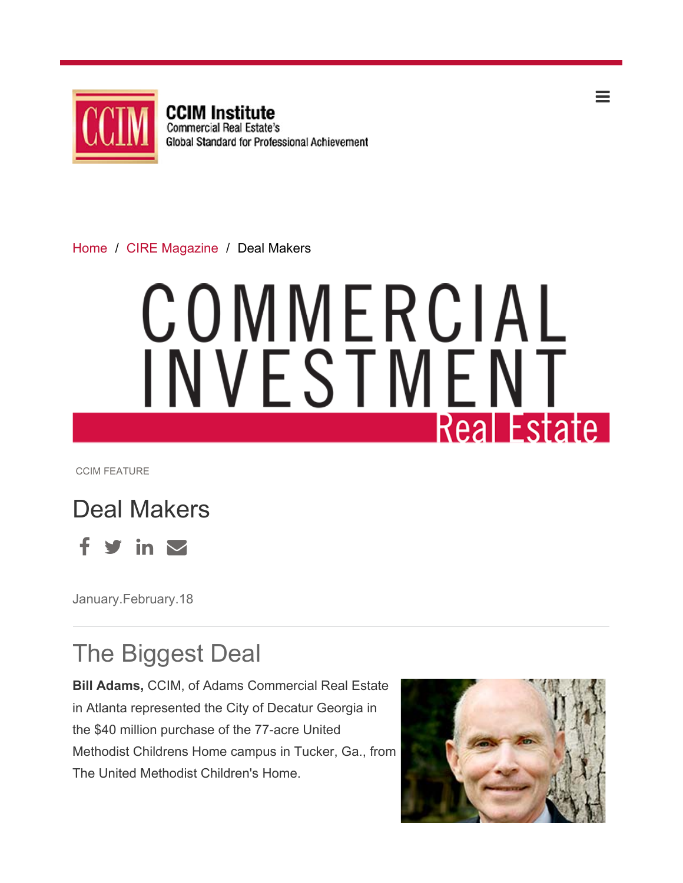CCIM Institute
Commercial Real Estate's
Global Standard for Professional Achievement

Home / CIRE Magazine / Deal Makers

COMMERCIAL INVESTMENT Real Estate

CCIM FEATURE

# Deal Makers

January.February.18

## The Biggest Deal

**Bill Adams,** CCIM, of Adams Commercial Real Estate in Atlanta represented the City of Decatur Georgia in the $40 million purchase of the 77-acre United Methodist Childrens Home campus in Tucker, Ga., from The United Methodist Children's Home.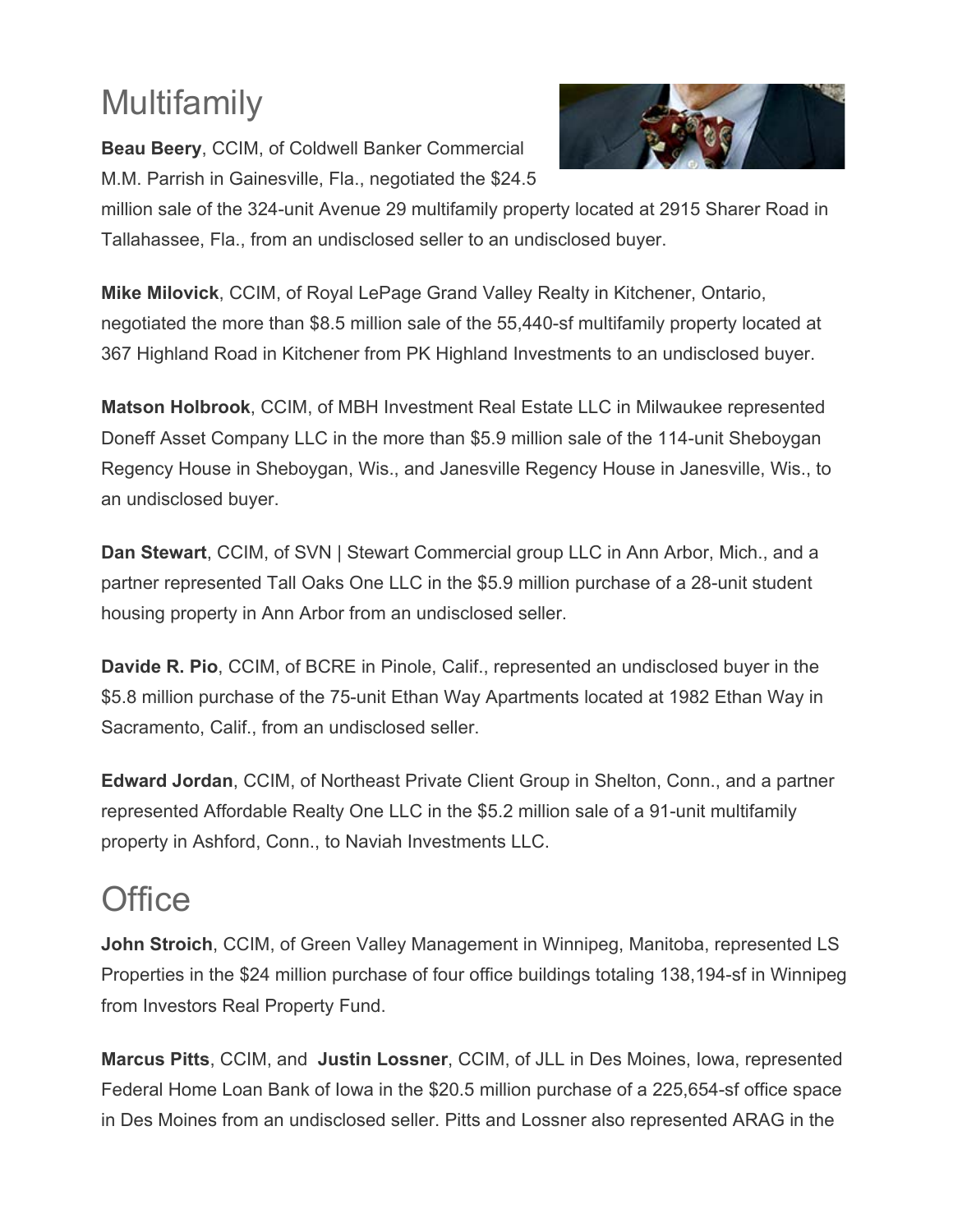# Multifamily

**Beau Beery**, CCIM, of Coldwell Banker Commercial M.M. Parrish in Gainesville, Fla., negotiated the $24.5 million sale of the 324-unit Avenue 29 multifamily property located at 2915 Sharer Road in Tallahassee, Fla., from an undisclosed seller to an undisclosed buyer.

**Mike Milovick**, CCIM, of Royal LePage Grand Valley Realty in Kitchener, Ontario, negotiated the more than $8.5 million sale of the 55,440-sf multifamily property located at 367 Highland Road in Kitchener from PK Highland Investments to an undisclosed buyer.

**Matson Holbrook**, CCIM, of MBH Investment Real Estate LLC in Milwaukee represented Doneff Asset Company LLC in the more than $5.9 million sale of the 114-unit Sheboygan Regency House in Sheboygan, Wis., and Janesville Regency House in Janesville, Wis., to an undisclosed buyer.

**Dan Stewart**, CCIM, of SVN | Stewart Commercial group LLC in Ann Arbor, Mich., and a partner represented Tall Oaks One LLC in the $5.9 million purchase of a 28-unit student housing property in Ann Arbor from an undisclosed seller.

**Davide R. Pio**, CCIM, of BCRE in Pinole, Calif., represented an undisclosed buyer in the $5.8 million purchase of the 75-unit Ethan Way Apartments located at 1982 Ethan Way in Sacramento, Calif., from an undisclosed seller.

**Edward Jordan**, CCIM, of Northeast Private Client Group in Shelton, Conn., and a partner represented Affordable Realty One LLC in the $5.2 million sale of a 91-unit multifamily property in Ashford, Conn., to Naviah Investments LLC.

# Office

**John Stroich**, CCIM, of Green Valley Management in Winnipeg, Manitoba, represented LS Properties in the $24 million purchase of four office buildings totaling 138,194-sf in Winnipeg from Investors Real Property Fund.

**Marcus Pitts**, CCIM, and **Justin Lossner**, CCIM, of JLL in Des Moines, Iowa, represented Federal Home Loan Bank of Iowa in the $20.5 million purchase of a 225,654-sf office space in Des Moines from an undisclosed seller. Pitts and Lossner also represented ARAG in the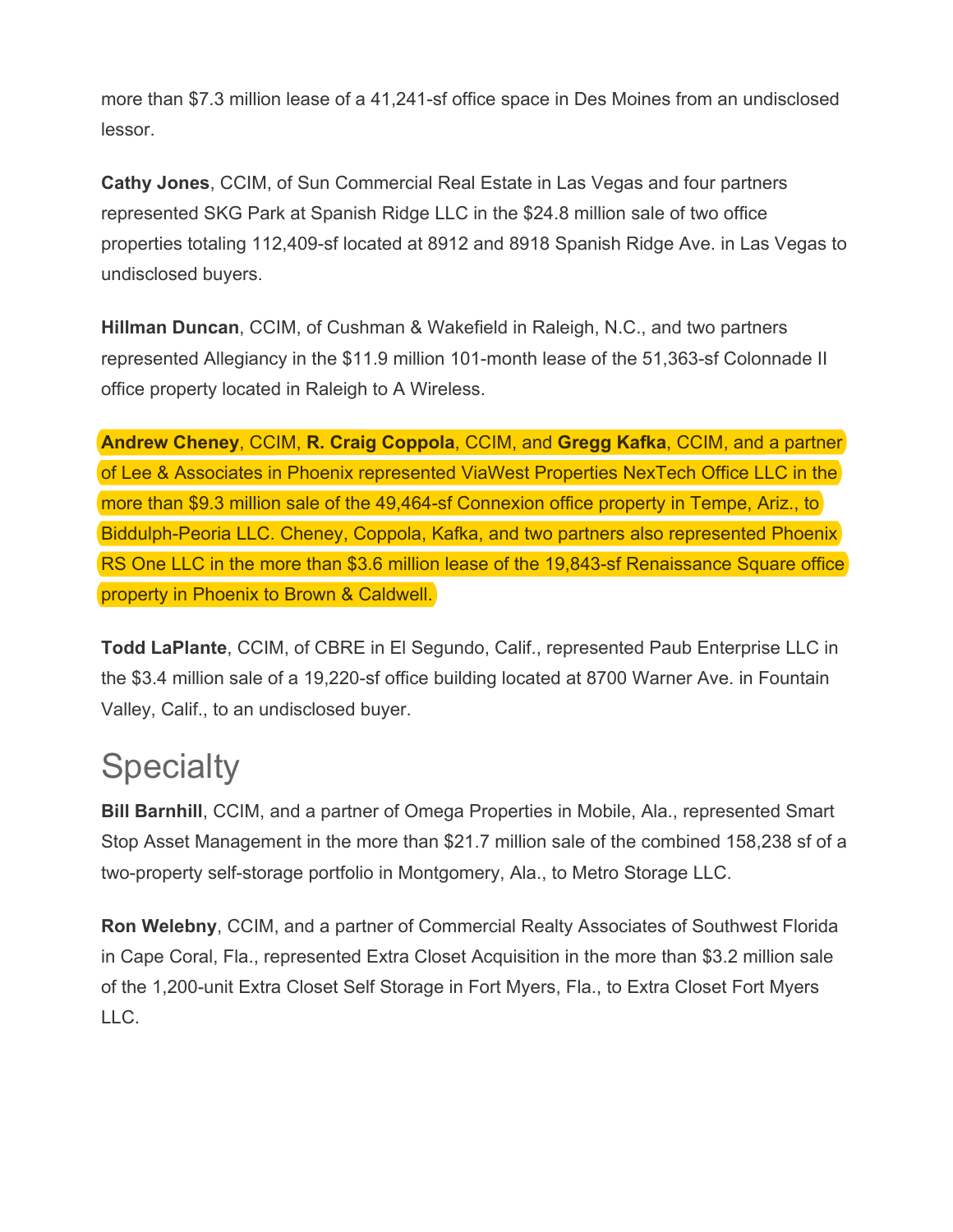more than $7.3 million lease of a 41,241-sf office space in Des Moines from an undisclosed lessor.

**Cathy Jones**, CCIM, of Sun Commercial Real Estate in Las Vegas and four partners represented SKG Park at Spanish Ridge LLC in the $24.8 million sale of two office properties totaling 112,409-sf located at 8912 and 8918 Spanish Ridge Ave. in Las Vegas to undisclosed buyers.

**Hillman Duncan**, CCIM, of Cushman & Wakefield in Raleigh, N.C., and two partners represented Allegiancy in the $11.9 million 101-month lease of the 51,363-sf Colonnade II office property located in Raleigh to A Wireless.

**Andrew Cheney**, CCIM, **R. Craig Coppola**, CCIM, and **Gregg Kafka**, CCIM, and a partner of Lee & Associates in Phoenix represented ViaWest Properties NexTech Office LLC in the more than $9.3 million sale of the 49,464-sf Connexion office property in Tempe, Ariz., to Biddulph-Peoria LLC. Cheney, Coppola, Kafka, and two partners also represented Phoenix RS One LLC in the more than $3.6 million lease of the 19,843-sf Renaissance Square office property in Phoenix to Brown & Caldwell.

**Todd LaPlante**, CCIM, of CBRE in El Segundo, Calif., represented Paub Enterprise LLC in the $3.4 million sale of a 19,220-sf office building located at 8700 Warner Ave. in Fountain Valley, Calif., to an undisclosed buyer.

# Specialty

**Bill Barnhill**, CCIM, and a partner of Omega Properties in Mobile, Ala., represented Smart Stop Asset Management in the more than $21.7 million sale of the combined 158,238 sf of a two-property self-storage portfolio in Montgomery, Ala., to Metro Storage LLC.

**Ron Welebny**, CCIM, and a partner of Commercial Realty Associates of Southwest Florida in Cape Coral, Fla., represented Extra Closet Acquisition in the more than $3.2 million sale of the 1,200-unit Extra Closet Self Storage in Fort Myers, Fla., to Extra Closet Fort Myers LLC.